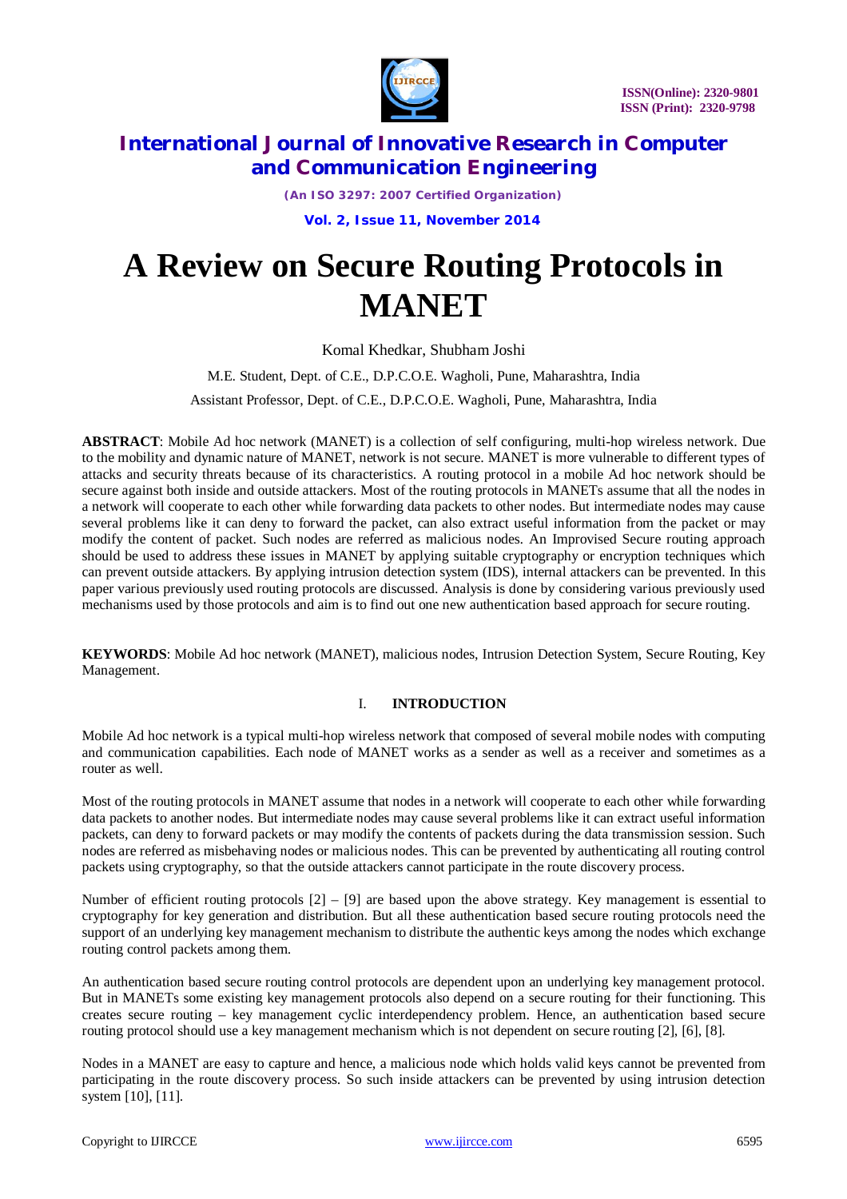# A Review on Secure Routing Protocols in MANET

Komal Khedkar, Shubham Joshi

M.E. Student, Dept. of C.E., D.P.C.O.E. Wagholi, Pune, Maharashtra, India

Assistant Professor, Dept. of C.E., D.P.C.O.E. Wagholi, Pune, Maharashtra, India

**ABSTRACT**: Mobile Ad hoc network (MANET) is a collection of self configuring, multi-hop wireless network. Due to the mobility and dynamic nature of MANET, network is not secure. MANET is more vulnerable to different types of attacks and security threats because of its characteristics. A routing protocol in a mobile Ad hoc network should be secure against both inside and outside attackers. Most of the routing protocols in MANETs assume that all the nodes in a network will cooperate to each other while forwarding data packets to other nodes. But intermediate nodes may cause several problems like it can deny to forward the packet, can also extract useful information from the packet or may modify the content of packet. Such nodes are referred as malicious nodes. An Improvised Secure routing approach should be used to address these issues in MANET by applying suitable cryptography or encryption techniques which can prevent outside attackers. By applying intrusion detection system (IDS), internal attackers can be prevented. In this paper various previously used routing protocols are discussed. Analysis is done by considering various previously used mechanisms used by those protocols and aim is to find out one new authentication based approach for secure routing.

**KEYWORDS**: Mobile Ad hoc network (MANET), malicious nodes, Intrusion Detection System, Secure Routing, Key Management.

## I. INTRODUCTION

Mobile Ad hoc network is a typical multi-hop wireless network that composed of several mobile nodes with computing and communication capabilities. Each node of MANET works as a sender as well as a receiver and sometimes as a router as well.

Most of the routing protocols in MANET assume that nodes in a network will cooperate to each other while forwarding data packets to another nodes. But intermediate nodes may cause several problems like it can extract useful information packets, can deny to forward packets or may modify the contents of packets during the data transmission session. Such nodes are referred as misbehaving nodes or malicious nodes. This can be prevented by authenticating all routing control packets using cryptography, so that the outside attackers cannot participate in the route discovery process.

Number of efficient routing protocols [2] – [9] are based upon the above strategy. Key management is essential to cryptography for key generation and distribution. But all these authentication based secure routing protocols need the support of an underlying key management mechanism to distribute the authentic keys among the nodes which exchange routing control packets among them.

An authentication based secure routing control protocols are dependent upon an underlying key management protocol. But in MANETs some existing key management protocols also depend on a secure routing for their functioning. This creates secure routing – key management cyclic interdependency problem. Hence, an authentication based secure routing protocol should use a key management mechanism which is not dependent on secure routing [2], [6], [8].

Nodes in a MANET are easy to capture and hence, a malicious node which holds valid keys cannot be prevented from participating in the route discovery process. So such inside attackers can be prevented by using intrusion detection system [10], [11].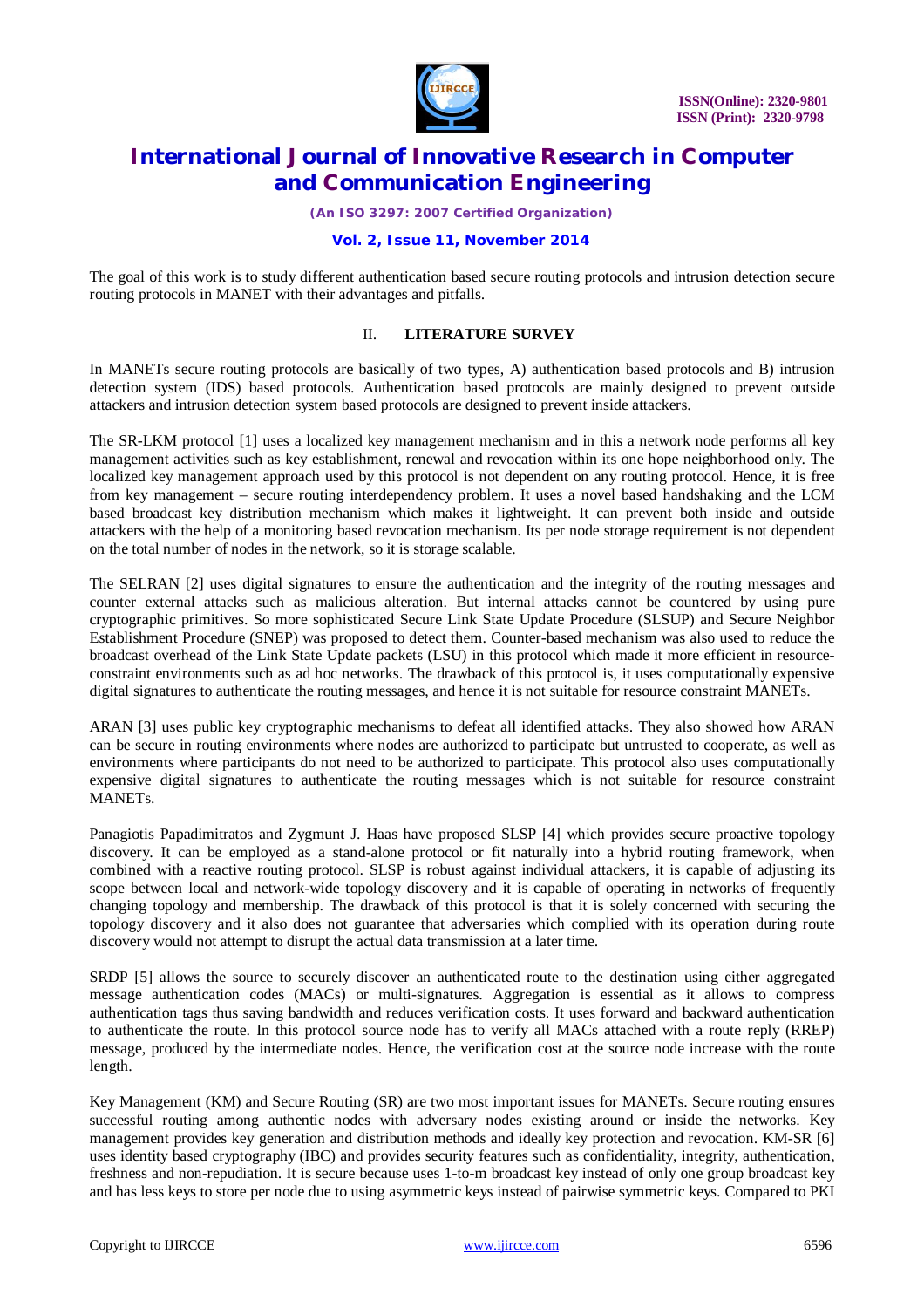The goal of this work is to study different authentication based secure routing protocols and intrusion detection secure routing protocols in MANET with their advantages and pitfalls.

## II. LITERATURE SURVEY

In MANETs secure routing protocols are basically of two types, A) authentication based protocols and B) intrusion detection system (IDS) based protocols. Authentication based protocols are mainly designed to prevent outside attackers and intrusion detection system based protocols are designed to prevent inside attackers.

The SR-LKM protocol [1] uses a localized key management mechanism and in this a network node performs all key management activities such as key establishment, renewal and revocation within its one hope neighborhood only. The localized key management approach used by this protocol is not dependent on any routing protocol. Hence, it is free from key management – secure routing interdependency problem. It uses a novel based handshaking and the LCM based broadcast key distribution mechanism which makes it lightweight. It can prevent both inside and outside attackers with the help of a monitoring based revocation mechanism. Its per node storage requirement is not dependent on the total number of nodes in the network, so it is storage scalable.

The SELRAN [2] uses digital signatures to ensure the authentication and the integrity of the routing messages and counter external attacks such as malicious alteration. But internal attacks cannot be countered by using pure cryptographic primitives. So more sophisticated Secure Link State Update Procedure (SLSUP) and Secure Neighbor Establishment Procedure (SNEP) was proposed to detect them. Counter-based mechanism was also used to reduce the broadcast overhead of the Link State Update packets (LSU) in this protocol which made it more efficient in resource-constraint environments such as ad hoc networks. The drawback of this protocol is, it uses computationally expensive digital signatures to authenticate the routing messages, and hence it is not suitable for resource constraint MANETs.

ARAN [3] uses public key cryptographic mechanisms to defeat all identified attacks. They also showed how ARAN can be secure in routing environments where nodes are authorized to participate but untrusted to cooperate, as well as environments where participants do not need to be authorized to participate. This protocol also uses computationally expensive digital signatures to authenticate the routing messages which is not suitable for resource constraint MANETs.

Panagiotis Papadimitratos and Zygmunt J. Haas have proposed SLSP [4] which provides secure proactive topology discovery. It can be employed as a stand-alone protocol or fit naturally into a hybrid routing framework, when combined with a reactive routing protocol. SLSP is robust against individual attackers, it is capable of adjusting its scope between local and network-wide topology discovery and it is capable of operating in networks of frequently changing topology and membership. The drawback of this protocol is that it is solely concerned with securing the topology discovery and it also does not guarantee that adversaries which complied with its operation during route discovery would not attempt to disrupt the actual data transmission at a later time.

SRDP [5] allows the source to securely discover an authenticated route to the destination using either aggregated message authentication codes (MACs) or multi-signatures. Aggregation is essential as it allows to compress authentication tags thus saving bandwidth and reduces verification costs. It uses forward and backward authentication to authenticate the route. In this protocol source node has to verify all MACs attached with a route reply (RREP) message, produced by the intermediate nodes. Hence, the verification cost at the source node increase with the route length.

Key Management (KM) and Secure Routing (SR) are two most important issues for MANETs. Secure routing ensures successful routing among authentic nodes with adversary nodes existing around or inside the networks. Key management provides key generation and distribution methods and ideally key protection and revocation. KM-SR [6] uses identity based cryptography (IBC) and provides security features such as confidentiality, integrity, authentication, freshness and non-repudiation. It is secure because uses 1-to-m broadcast key instead of only one group broadcast key and has less keys to store per node due to using asymmetric keys instead of pairwise symmetric keys. Compared to PKI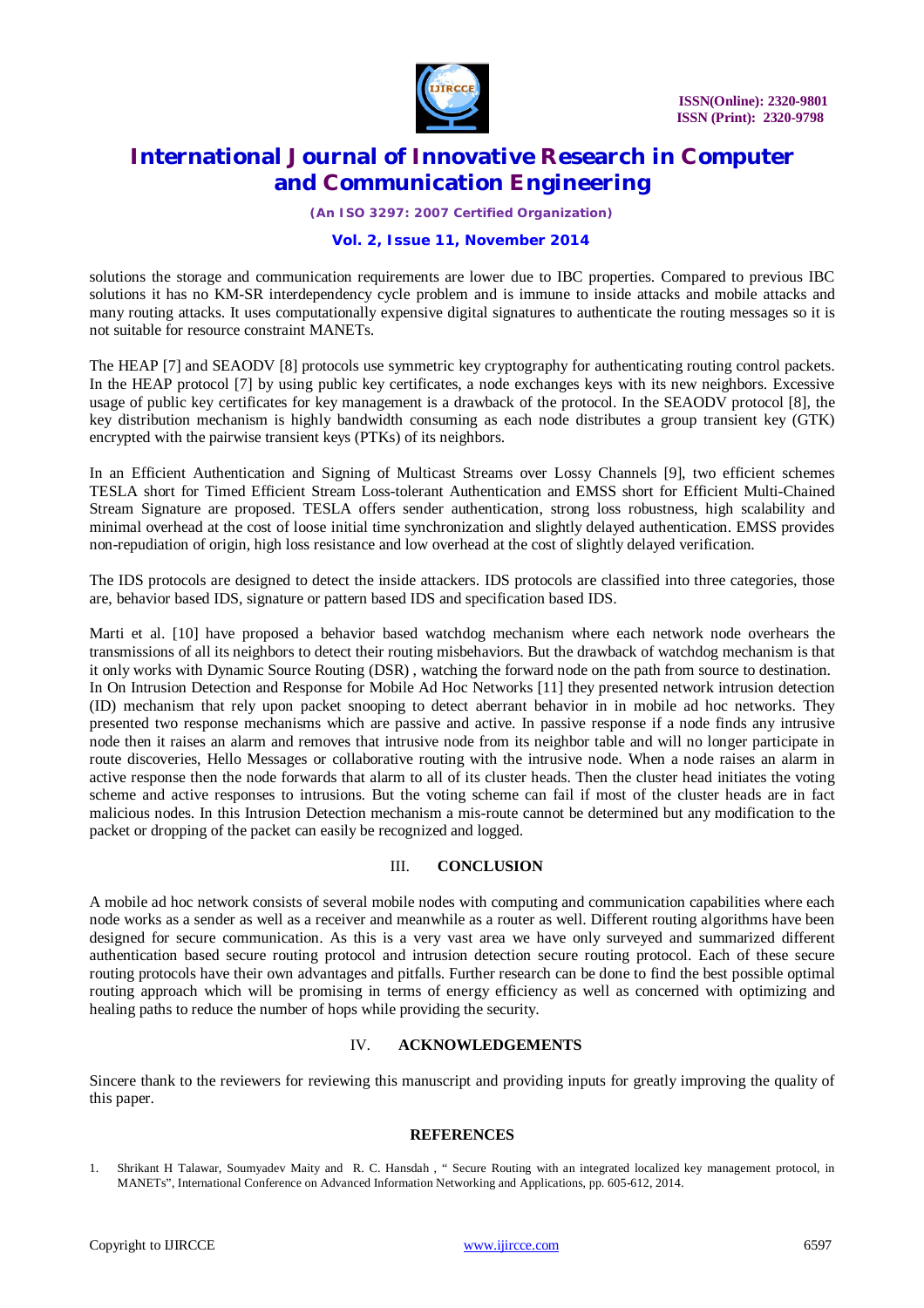solutions the storage and communication requirements are lower due to IBC properties. Compared to previous IBC solutions it has no KM-SR interdependency cycle problem and is immune to inside attacks and mobile attacks and many routing attacks. It uses computationally expensive digital signatures to authenticate the routing messages so it is not suitable for resource constraint MANETs.

The HEAP [7] and SEAODV [8] protocols use symmetric key cryptography for authenticating routing control packets. In the HEAP protocol [7] by using public key certificates, a node exchanges keys with its new neighbors. Excessive usage of public key certificates for key management is a drawback of the protocol. In the SEAODV protocol [8], the key distribution mechanism is highly bandwidth consuming as each node distributes a group transient key (GTK) encrypted with the pairwise transient keys (PTKs) of its neighbors.

In an Efficient Authentication and Signing of Multicast Streams over Lossy Channels [9], two efficient schemes TESLA short for Timed Efficient Stream Loss-tolerant Authentication and EMSS short for Efficient Multi-Chained Stream Signature are proposed. TESLA offers sender authentication, strong loss robustness, high scalability and minimal overhead at the cost of loose initial time synchronization and slightly delayed authentication. EMSS provides non-repudiation of origin, high loss resistance and low overhead at the cost of slightly delayed verification.

The IDS protocols are designed to detect the inside attackers. IDS protocols are classified into three categories, those are, behavior based IDS, signature or pattern based IDS and specification based IDS.

Marti et al. [10] have proposed a behavior based watchdog mechanism where each network node overhears the transmissions of all its neighbors to detect their routing misbehaviors. But the drawback of watchdog mechanism is that it only works with Dynamic Source Routing (DSR) , watching the forward node on the path from source to destination. In On Intrusion Detection and Response for Mobile Ad Hoc Networks [11] they presented network intrusion detection (ID) mechanism that rely upon packet snooping to detect aberrant behavior in in mobile ad hoc networks. They presented two response mechanisms which are passive and active. In passive response if a node finds any intrusive node then it raises an alarm and removes that intrusive node from its neighbor table and will no longer participate in route discoveries, Hello Messages or collaborative routing with the intrusive node. When a node raises an alarm in active response then the node forwards that alarm to all of its cluster heads. Then the cluster head initiates the voting scheme and active responses to intrusions. But the voting scheme can fail if most of the cluster heads are in fact malicious nodes. In this Intrusion Detection mechanism a mis-route cannot be determined but any modification to the packet or dropping of the packet can easily be recognized and logged.

## III. CONCLUSION

A mobile ad hoc network consists of several mobile nodes with computing and communication capabilities where each node works as a sender as well as a receiver and meanwhile as a router as well. Different routing algorithms have been designed for secure communication. As this is a very vast area we have only surveyed and summarized different authentication based secure routing protocol and intrusion detection secure routing protocol. Each of these secure routing protocols have their own advantages and pitfalls. Further research can be done to find the best possible optimal routing approach which will be promising in terms of energy efficiency as well as concerned with optimizing and healing paths to reduce the number of hops while providing the security.

## IV. ACKNOWLEDGEMENTS

Sincere thank to the reviewers for reviewing this manuscript and providing inputs for greatly improving the quality of this paper.

## REFERENCES

1. Shrikant H Talawar, Soumyadev Maity and R. C. Hansdah , " Secure Routing with an integrated localized key management protocol, in MANETs", International Conference on Advanced Information Networking and Applications, pp. 605-612, 2014.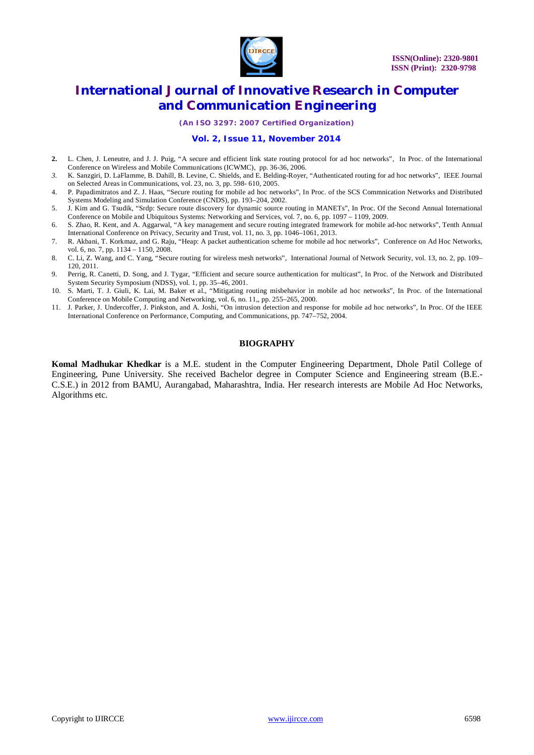2. L. Chen, J. Leneutre, and J. J. Puig, "A secure and efficient link state routing protocol for ad hoc networks", In Proc. of the International Conference on Wireless and Mobile Communications (ICWMC), pp. 36-36, 2006.
3. K. Sanzgiri, D. LaFlamme, B. Dahill, B. Levine, C. Shields, and E. Belding-Royer, "Authenticated routing for ad hoc networks", IEEE Journal on Selected Areas in Communications, vol. 23, no. 3, pp. 598- 610, 2005.
4. P. Papadimitratos and Z. J. Haas, "Secure routing for mobile ad hoc networks", In Proc. of the SCS Commnication Networks and Distributed Systems Modeling and Simulation Conference (CNDS), pp. 193–204, 2002.
5. J. Kim and G. Tsudik, "Srdp: Secure route discovery for dynamic source routing in MANETs", In Proc. Of the Second Annual International Conference on Mobile and Ubiquitous Systems: Networking and Services, vol. 7, no. 6, pp. 1097 – 1109, 2009.
6. S. Zhao, R. Kent, and A. Aggarwal, "A key management and secure routing integrated framework for mobile ad-hoc networks", Tenth Annual International Conference on Privacy, Security and Trust, vol. 11, no. 3, pp. 1046–1061, 2013.
7. R. Akbani, T. Korkmaz, and G. Raju, "Heap: A packet authentication scheme for mobile ad hoc networks", Conference on Ad Hoc Networks, vol. 6, no. 7, pp. 1134 – 1150, 2008.
8. C. Li, Z. Wang, and C. Yang, "Secure routing for wireless mesh networks", International Journal of Network Security, vol. 13, no. 2, pp. 109–120, 2011.
9. Perrig, R. Canetti, D. Song, and J. Tygar, "Efficient and secure source authentication for multicast", In Proc. of the Network and Distributed System Security Symposium (NDSS), vol. 1, pp. 35–46, 2001.
10. S. Marti, T. J. Giuli, K. Lai, M. Baker et al., "Mitigating routing misbehavior in mobile ad hoc networks", In Proc. of the International Conference on Mobile Computing and Networking, vol. 6, no. 11,, pp. 255–265, 2000.
11. J. Parker, J. Undercoffer, J. Pinkston, and A. Joshi, "On intrusion detection and response for mobile ad hoc networks", In Proc. Of the IEEE International Conference on Performance, Computing, and Communications, pp. 747–752, 2004.

## BIOGRAPHY

**Komal Madhukar Khedkar** is a M.E. student in the Computer Engineering Department, Dhole Patil College of Engineering, Pune University. She received Bachelor degree in Computer Science and Engineering stream (B.E.-C.S.E.) in 2012 from BAMU, Aurangabad, Maharashtra, India. Her research interests are Mobile Ad Hoc Networks, Algorithms etc.